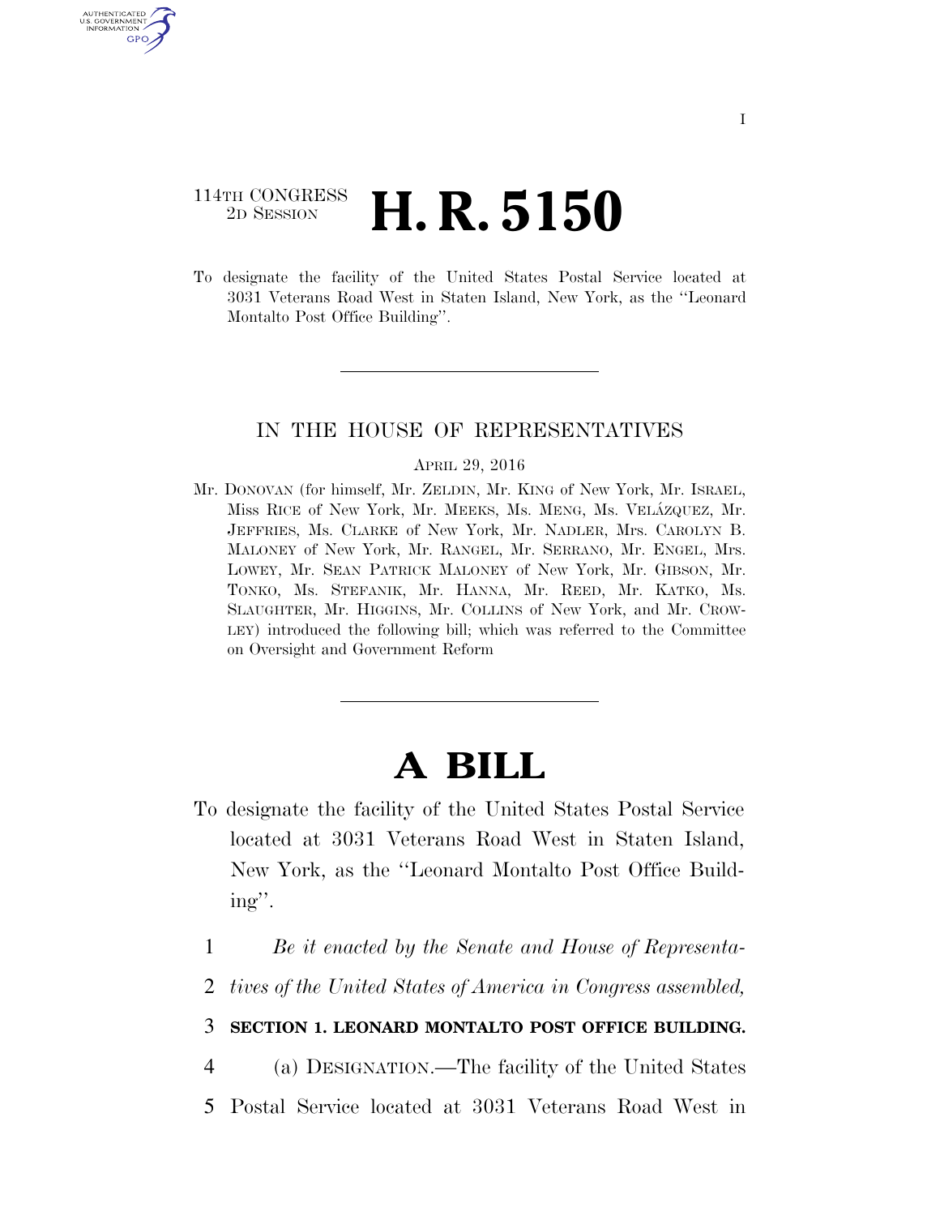114TH CONGRESS
2D SESSION

# H. R. 5150

To designate the facility of the United States Postal Service located at 3031 Veterans Road West in Staten Island, New York, as the "Leonard Montalto Post Office Building".

IN THE HOUSE OF REPRESENTATIVES

APRIL 29, 2016

Mr. DONOVAN (for himself, Mr. ZELDIN, Mr. KING of New York, Mr. ISRAEL, Miss RICE of New York, Mr. MEEKS, Ms. MENG, Ms. VELÁZQUEZ, Mr. JEFFRIES, Ms. CLARKE of New York, Mr. NADLER, Mrs. CAROLYN B. MALONEY of New York, Mr. RANGEL, Mr. SERRANO, Mr. ENGEL, Mrs. LOWEY, Mr. SEAN PATRICK MALONEY of New York, Mr. GIBSON, Mr. TONKO, Ms. STEFANIK, Mr. HANNA, Mr. REED, Mr. KATKO, Ms. SLAUGHTER, Mr. HIGGINS, Mr. COLLINS of New York, and Mr. CROWLEY) introduced the following bill; which was referred to the Committee on Oversight and Government Reform

# A BILL

To designate the facility of the United States Postal Service located at 3031 Veterans Road West in Staten Island, New York, as the "Leonard Montalto Post Office Building".

1 *Be it enacted by the Senate and House of Representa-*
2 *tives of the United States of America in Congress assembled,*

3 **SECTION 1. LEONARD MONTALTO POST OFFICE BUILDING.**

4 (a) DESIGNATION.—The facility of the United States
5 Postal Service located at 3031 Veterans Road West in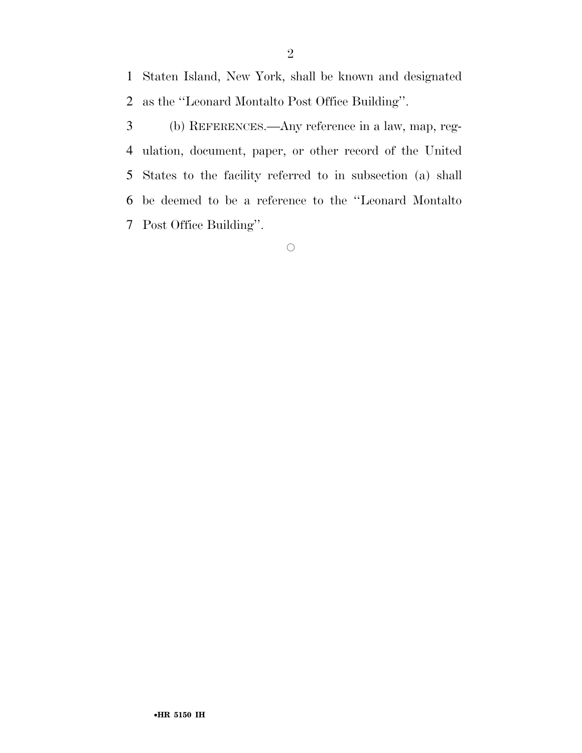Staten Island, New York, shall be known and designated as the "Leonard Montalto Post Office Building".

(b) REFERENCES.—Any reference in a law, map, regulation, document, paper, or other record of the United States to the facility referred to in subsection (a) shall be deemed to be a reference to the "Leonard Montalto Post Office Building".

○